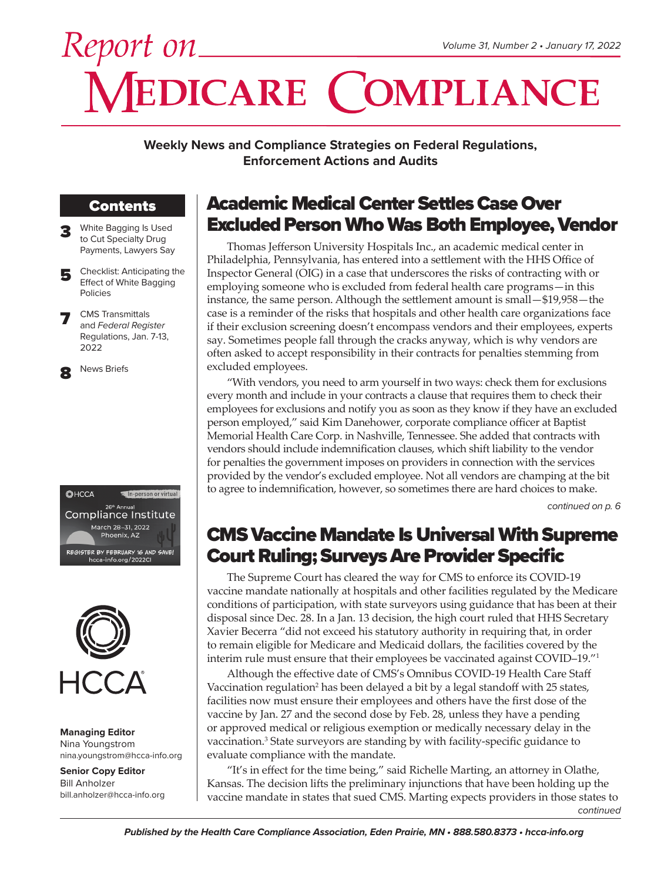# Report on Medicare Compliance

Volume 31, Number 2 • January 17, 2022

**Weekly News and Compliance Strategies on Federal Regulations, Enforcement Actions and Audits**

## Contents

- **3** White Bagging Is Used to Cut Specialty Drug Payments, Lawyers Say
- **5** Checklist: Anticipating the Effect of White Bagging Policies
- **7** CMS Transmittals and *Federal Register* Regulations, Jan. 7-13, 2022
- **8** News Briefs

HCCA In-person or virtual
26th Annual Compliance Institute
March 28–31, 2022
Phoenix, AZ
REGISTER BY FEBRUARY 16 AND SAVE!
hcca-info.org/2022CI

**Managing Editor**
Nina Youngstrom
nina.youngstrom@hcca-info.org

**Senior Copy Editor**
Bill Anholzer
bill.anholzer@hcca-info.org

## Academic Medical Center Settles Case Over Excluded Person Who Was Both Employee, Vendor

Thomas Jefferson University Hospitals Inc., an academic medical center in Philadelphia, Pennsylvania, has entered into a settlement with the HHS Office of Inspector General (OIG) in a case that underscores the risks of contracting with or employing someone who is excluded from federal health care programs—in this instance, the same person. Although the settlement amount is small—$19,958—the case is a reminder of the risks that hospitals and other health care organizations face if their exclusion screening doesn't encompass vendors and their employees, experts say. Sometimes people fall through the cracks anyway, which is why vendors are often asked to accept responsibility in their contracts for penalties stemming from excluded employees.

"With vendors, you need to arm yourself in two ways: check them for exclusions every month and include in your contracts a clause that requires them to check their employees for exclusions and notify you as soon as they know if they have an excluded person employed," said Kim Danehower, corporate compliance officer at Baptist Memorial Health Care Corp. in Nashville, Tennessee. She added that contracts with vendors should include indemnification clauses, which shift liability to the vendor for penalties the government imposes on providers in connection with the services provided by the vendor's excluded employee. Not all vendors are champing at the bit to agree to indemnification, however, so sometimes there are hard choices to make.

*continued on p. 6*

## CMS Vaccine Mandate Is Universal With Supreme Court Ruling; Surveys Are Provider Specific

The Supreme Court has cleared the way for CMS to enforce its COVID-19 vaccine mandate nationally at hospitals and other facilities regulated by the Medicare conditions of participation, with state surveyors using guidance that has been at their disposal since Dec. 28. In a Jan. 13 decision, the high court ruled that HHS Secretary Xavier Becerra "did not exceed his statutory authority in requiring that, in order to remain eligible for Medicare and Medicaid dollars, the facilities covered by the interim rule must ensure that their employees be vaccinated against COVID–19."[1]

Although the effective date of CMS's Omnibus COVID-19 Health Care Staff Vaccination regulation[2] has been delayed a bit by a legal standoff with 25 states, facilities now must ensure their employees and others have the first dose of the vaccine by Jan. 27 and the second dose by Feb. 28, unless they have a pending or approved medical or religious exemption or medically necessary delay in the vaccination.[3] State surveyors are standing by with facility-specific guidance to evaluate compliance with the mandate.

"It's in effect for the time being," said Richelle Marting, an attorney in Olathe, Kansas. The decision lifts the preliminary injunctions that have been holding up the vaccine mandate in states that sued CMS. Marting expects providers in those states to

*continued*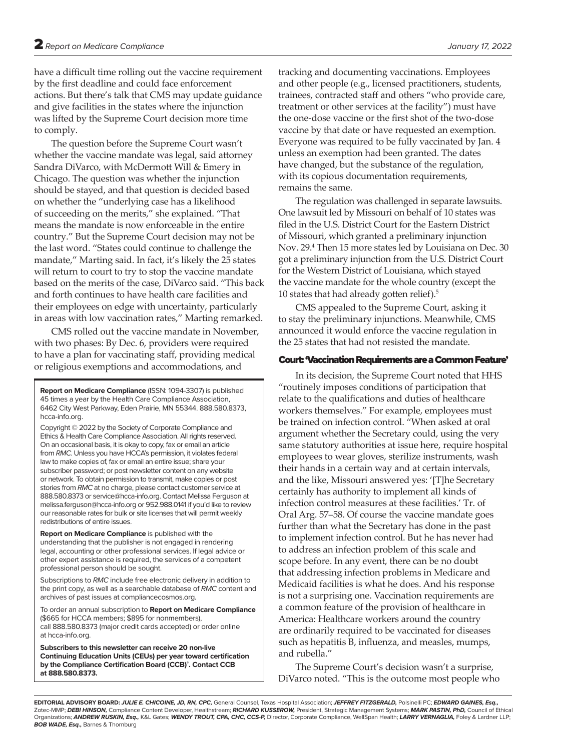have a difficult time rolling out the vaccine requirement by the first deadline and could face enforcement actions. But there's talk that CMS may update guidance and give facilities in the states where the injunction was lifted by the Supreme Court decision more time to comply.

The question before the Supreme Court wasn't whether the vaccine mandate was legal, said attorney Sandra DiVarco, with McDermott Will & Emery in Chicago. The question was whether the injunction should be stayed, and that question is decided based on whether the "underlying case has a likelihood of succeeding on the merits," she explained. "That means the mandate is now enforceable in the entire country." But the Supreme Court decision may not be the last word. "States could continue to challenge the mandate," Marting said. In fact, it's likely the 25 states will return to court to try to stop the vaccine mandate based on the merits of the case, DiVarco said. "This back and forth continues to have health care facilities and their employees on edge with uncertainty, particularly in areas with low vaccination rates," Marting remarked.

CMS rolled out the vaccine mandate in November, with two phases: By Dec. 6, providers were required to have a plan for vaccinating staff, providing medical or religious exemptions and accommodations, and tracking and documenting vaccinations. Employees and other people (e.g., licensed practitioners, students, trainees, contracted staff and others "who provide care, treatment or other services at the facility") must have the one-dose vaccine or the first shot of the two-dose vaccine by that date or have requested an exemption. Everyone was required to be fully vaccinated by Jan. 4 unless an exemption had been granted. The dates have changed, but the substance of the regulation, with its copious documentation requirements, remains the same.

The regulation was challenged in separate lawsuits. One lawsuit led by Missouri on behalf of 10 states was filed in the U.S. District Court for the Eastern District of Missouri, which granted a preliminary injunction Nov. 29.[4] Then 15 more states led by Louisiana on Dec. 30 got a preliminary injunction from the U.S. District Court for the Western District of Louisiana, which stayed the vaccine mandate for the whole country (except the 10 states that had already gotten relief).[5]

CMS appealed to the Supreme Court, asking it to stay the preliminary injunctions. Meanwhile, CMS announced it would enforce the vaccine regulation in the 25 states that had not resisted the mandate.

### Court: 'Vaccination Requirements are a Common Feature'

In its decision, the Supreme Court noted that HHS "routinely imposes conditions of participation that relate to the qualifications and duties of healthcare workers themselves." For example, employees must be trained on infection control. "When asked at oral argument whether the Secretary could, using the very same statutory authorities at issue here, require hospital employees to wear gloves, sterilize instruments, wash their hands in a certain way and at certain intervals, and the like, Missouri answered yes: '[T]he Secretary certainly has authority to implement all kinds of infection control measures at these facilities.' Tr. of Oral Arg. 57–58. Of course the vaccine mandate goes further than what the Secretary has done in the past to implement infection control. But he has never had to address an infection problem of this scale and scope before. In any event, there can be no doubt that addressing infection problems in Medicare and Medicaid facilities is what he does. And his response is not a surprising one. Vaccination requirements are a common feature of the provision of healthcare in America: Healthcare workers around the country are ordinarily required to be vaccinated for diseases such as hepatitis B, influenza, and measles, mumps, and rubella."

The Supreme Court's decision wasn't a surprise, DiVarco noted. "This is the outcome most people who

---

**Report on Medicare Compliance** (ISSN: 1094-3307) is published 45 times a year by the Health Care Compliance Association, 6462 City West Parkway, Eden Prairie, MN 55344. 888.580.8373, hcca-info.org.

Copyright © 2022 by the Society of Corporate Compliance and Ethics & Health Care Compliance Association. All rights reserved. On an occasional basis, it is okay to copy, fax or email an article from *RMC*. Unless you have HCCA's permission, it violates federal law to make copies of, fax or email an entire issue; share your subscriber password; or post newsletter content on any website or network. To obtain permission to transmit, make copies or post stories from *RMC* at no charge, please contact customer service at 888.580.8373 or service@hcca-info.org. Contact Melissa Ferguson at melissa.ferguson@hcca-info.org or 952.988.0141 if you'd like to review our reasonable rates for bulk or site licenses that will permit weekly redistributions of entire issues.

**Report on Medicare Compliance** is published with the understanding that the publisher is not engaged in rendering legal, accounting or other professional services. If legal advice or other expert assistance is required, the services of a competent professional person should be sought.

Subscriptions to *RMC* include free electronic delivery in addition to the print copy, as well as a searchable database of *RMC* content and archives of past issues at compliancecosmos.org.

To order an annual subscription to **Report on Medicare Compliance** ($665 for HCCA members; $895 for nonmembers), call 888.580.8373 (major credit cards accepted) or order online at hcca-info.org.

**Subscribers to this newsletter can receive 20 non-live Continuing Education Units (CEUs) per year toward certification by the Compliance Certification Board (CCB)®. Contact CCB at 888.580.8373.**

---

**EDITORIAL ADVISORY BOARD:** ***JULIE E. CHICOINE, JD, RN, CPC,*** General Counsel, Texas Hospital Association; ***JEFFREY FITZGERALD,*** Polsinelli PC; ***EDWARD GAINES, Esq.,*** Zotec-MMP; ***DEBI HINSON,*** Compliance Content Developer, Healthstream; ***RICHARD KUSSEROW,*** President, Strategic Management Systems; ***MARK PASTIN, PhD,*** Council of Ethical Organizations; ***ANDREW RUSKIN, Esq.,*** K&L Gates; ***WENDY TROUT, CPA, CHC, CCS-P,*** Director, Corporate Compliance, WellSpan Health; ***LARRY VERNAGLIA,*** Foley & Lardner LLP; ***BOB WADE, Esq.,*** Barnes & Thornburg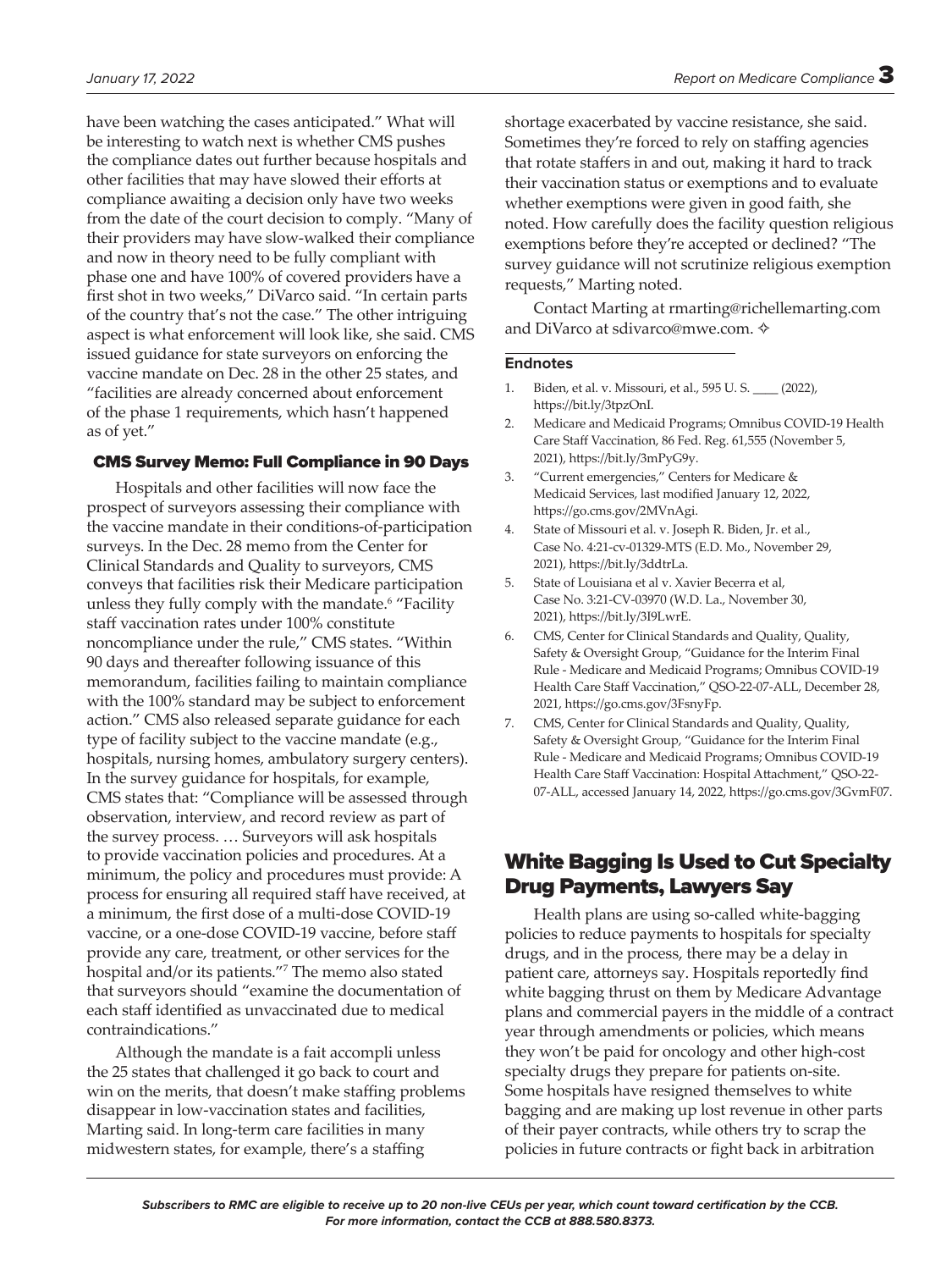have been watching the cases anticipated." What will be interesting to watch next is whether CMS pushes the compliance dates out further because hospitals and other facilities that may have slowed their efforts at compliance awaiting a decision only have two weeks from the date of the court decision to comply. "Many of their providers may have slow-walked their compliance and now in theory need to be fully compliant with phase one and have 100% of covered providers have a first shot in two weeks," DiVarco said. "In certain parts of the country that's not the case." The other intriguing aspect is what enforcement will look like, she said. CMS issued guidance for state surveyors on enforcing the vaccine mandate on Dec. 28 in the other 25 states, and "facilities are already concerned about enforcement of the phase 1 requirements, which hasn't happened as of yet."

### CMS Survey Memo: Full Compliance in 90 Days

Hospitals and other facilities will now face the prospect of surveyors assessing their compliance with the vaccine mandate in their conditions-of-participation surveys. In the Dec. 28 memo from the Center for Clinical Standards and Quality to surveyors, CMS conveys that facilities risk their Medicare participation unless they fully comply with the mandate.[6] "Facility staff vaccination rates under 100% constitute noncompliance under the rule," CMS states. "Within 90 days and thereafter following issuance of this memorandum, facilities failing to maintain compliance with the 100% standard may be subject to enforcement action." CMS also released separate guidance for each type of facility subject to the vaccine mandate (e.g., hospitals, nursing homes, ambulatory surgery centers). In the survey guidance for hospitals, for example, CMS states that: "Compliance will be assessed through observation, interview, and record review as part of the survey process. … Surveyors will ask hospitals to provide vaccination policies and procedures. At a minimum, the policy and procedures must provide: A process for ensuring all required staff have received, at a minimum, the first dose of a multi-dose COVID-19 vaccine, or a one-dose COVID-19 vaccine, before staff provide any care, treatment, or other services for the hospital and/or its patients."[7] The memo also stated that surveyors should "examine the documentation of each staff identified as unvaccinated due to medical contraindications."

Although the mandate is a fait accompli unless the 25 states that challenged it go back to court and win on the merits, that doesn't make staffing problems disappear in low-vaccination states and facilities, Marting said. In long-term care facilities in many midwestern states, for example, there's a staffing shortage exacerbated by vaccine resistance, she said. Sometimes they're forced to rely on staffing agencies that rotate staffers in and out, making it hard to track their vaccination status or exemptions and to evaluate whether exemptions were given in good faith, she noted. How carefully does the facility question religious exemptions before they're accepted or declined? "The survey guidance will not scrutinize religious exemption requests," Marting noted.

Contact Marting at rmarting@richellemarting.com and DiVarco at sdivarco@mwe.com. ✧

#### Endnotes

1. Biden, et al. v. Missouri, et al., 595 U. S. ____ (2022), https://bit.ly/3tpzOnI.
2. Medicare and Medicaid Programs; Omnibus COVID-19 Health Care Staff Vaccination, 86 Fed. Reg. 61,555 (November 5, 2021), https://bit.ly/3mPyG9y.
3. "Current emergencies," Centers for Medicare & Medicaid Services, last modified January 12, 2022, https://go.cms.gov/2MVnAgi.
4. State of Missouri et al. v. Joseph R. Biden, Jr. et al., Case No. 4:21-cv-01329-MTS (E.D. Mo., November 29, 2021), https://bit.ly/3ddtrLa.
5. State of Louisiana et al v. Xavier Becerra et al, Case No. 3:21-CV-03970 (W.D. La., November 30, 2021), https://bit.ly/3I9LwrE.
6. CMS, Center for Clinical Standards and Quality, Quality, Safety & Oversight Group, "Guidance for the Interim Final Rule - Medicare and Medicaid Programs; Omnibus COVID-19 Health Care Staff Vaccination," QSO-22-07-ALL, December 28, 2021, https://go.cms.gov/3FsnyFp.
7. CMS, Center for Clinical Standards and Quality, Quality, Safety & Oversight Group, "Guidance for the Interim Final Rule - Medicare and Medicaid Programs; Omnibus COVID-19 Health Care Staff Vaccination: Hospital Attachment," QSO-22-07-ALL, accessed January 14, 2022, https://go.cms.gov/3GvmF07.

## White Bagging Is Used to Cut Specialty Drug Payments, Lawyers Say

Health plans are using so-called white-bagging policies to reduce payments to hospitals for specialty drugs, and in the process, there may be a delay in patient care, attorneys say. Hospitals reportedly find white bagging thrust on them by Medicare Advantage plans and commercial payers in the middle of a contract year through amendments or policies, which means they won't be paid for oncology and other high-cost specialty drugs they prepare for patients on-site. Some hospitals have resigned themselves to white bagging and are making up lost revenue in other parts of their payer contracts, while others try to scrap the policies in future contracts or fight back in arbitration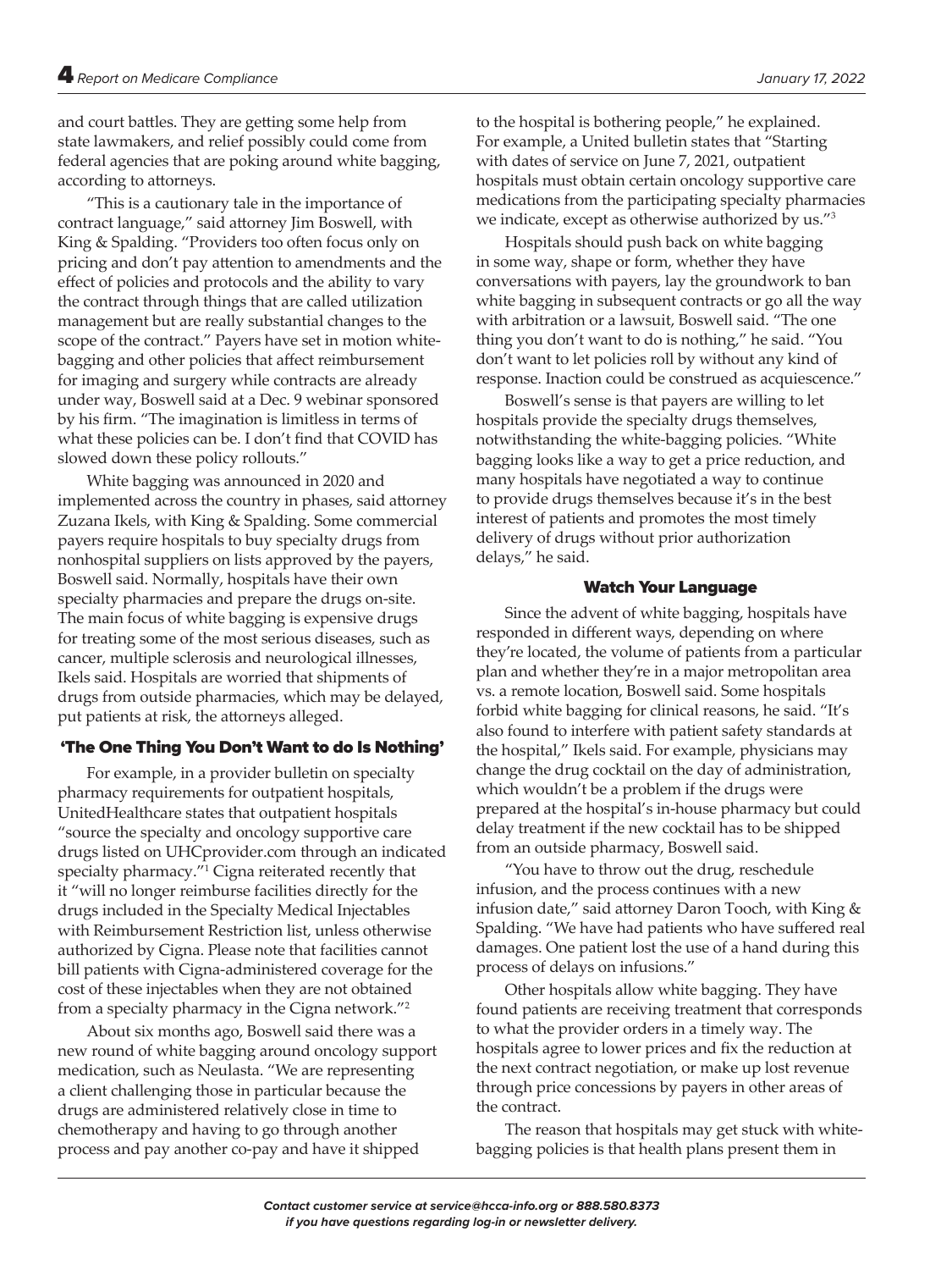and court battles. They are getting some help from state lawmakers, and relief possibly could come from federal agencies that are poking around white bagging, according to attorneys.

"This is a cautionary tale in the importance of contract language," said attorney Jim Boswell, with King & Spalding. "Providers too often focus only on pricing and don't pay attention to amendments and the effect of policies and protocols and the ability to vary the contract through things that are called utilization management but are really substantial changes to the scope of the contract." Payers have set in motion white-bagging and other policies that affect reimbursement for imaging and surgery while contracts are already under way, Boswell said at a Dec. 9 webinar sponsored by his firm. "The imagination is limitless in terms of what these policies can be. I don't find that COVID has slowed down these policy rollouts."

White bagging was announced in 2020 and implemented across the country in phases, said attorney Zuzana Ikels, with King & Spalding. Some commercial payers require hospitals to buy specialty drugs from nonhospital suppliers on lists approved by the payers, Boswell said. Normally, hospitals have their own specialty pharmacies and prepare the drugs on-site. The main focus of white bagging is expensive drugs for treating some of the most serious diseases, such as cancer, multiple sclerosis and neurological illnesses, Ikels said. Hospitals are worried that shipments of drugs from outside pharmacies, which may be delayed, put patients at risk, the attorneys alleged.

## 'The One Thing You Don't Want to do Is Nothing'

For example, in a provider bulletin on specialty pharmacy requirements for outpatient hospitals, UnitedHealthcare states that outpatient hospitals "source the specialty and oncology supportive care drugs listed on UHCprovider.com through an indicated specialty pharmacy."[1] Cigna reiterated recently that it "will no longer reimburse facilities directly for the drugs included in the Specialty Medical Injectables with Reimbursement Restriction list, unless otherwise authorized by Cigna. Please note that facilities cannot bill patients with Cigna-administered coverage for the cost of these injectables when they are not obtained from a specialty pharmacy in the Cigna network."[2]

About six months ago, Boswell said there was a new round of white bagging around oncology support medication, such as Neulasta. "We are representing a client challenging those in particular because the drugs are administered relatively close in time to chemotherapy and having to go through another process and pay another co-pay and have it shipped to the hospital is bothering people," he explained. For example, a United bulletin states that "Starting with dates of service on June 7, 2021, outpatient hospitals must obtain certain oncology supportive care medications from the participating specialty pharmacies we indicate, except as otherwise authorized by us."[3]

Hospitals should push back on white bagging in some way, shape or form, whether they have conversations with payers, lay the groundwork to ban white bagging in subsequent contracts or go all the way with arbitration or a lawsuit, Boswell said. "The one thing you don't want to do is nothing," he said. "You don't want to let policies roll by without any kind of response. Inaction could be construed as acquiescence."

Boswell's sense is that payers are willing to let hospitals provide the specialty drugs themselves, notwithstanding the white-bagging policies. "White bagging looks like a way to get a price reduction, and many hospitals have negotiated a way to continue to provide drugs themselves because it's in the best interest of patients and promotes the most timely delivery of drugs without prior authorization delays," he said.

## Watch Your Language

Since the advent of white bagging, hospitals have responded in different ways, depending on where they're located, the volume of patients from a particular plan and whether they're in a major metropolitan area vs. a remote location, Boswell said. Some hospitals forbid white bagging for clinical reasons, he said. "It's also found to interfere with patient safety standards at the hospital," Ikels said. For example, physicians may change the drug cocktail on the day of administration, which wouldn't be a problem if the drugs were prepared at the hospital's in-house pharmacy but could delay treatment if the new cocktail has to be shipped from an outside pharmacy, Boswell said.

"You have to throw out the drug, reschedule infusion, and the process continues with a new infusion date," said attorney Daron Tooch, with King & Spalding. "We have had patients who have suffered real damages. One patient lost the use of a hand during this process of delays on infusions."

Other hospitals allow white bagging. They have found patients are receiving treatment that corresponds to what the provider orders in a timely way. The hospitals agree to lower prices and fix the reduction at the next contract negotiation, or make up lost revenue through price concessions by payers in other areas of the contract.

The reason that hospitals may get stuck with white-bagging policies is that health plans present them in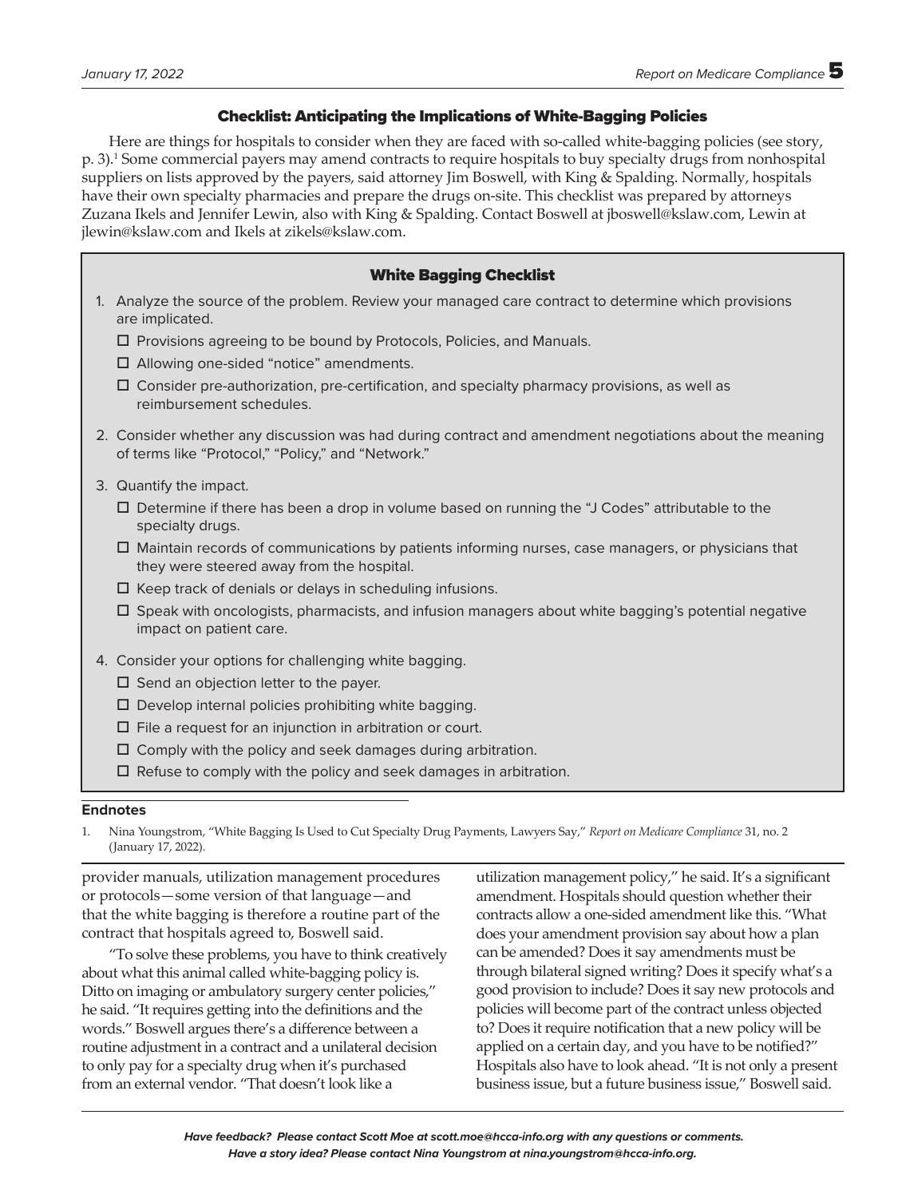## Checklist: Anticipating the Implications of White-Bagging Policies

Here are things for hospitals to consider when they are faced with so-called white-bagging policies (see story, p. 3).[1] Some commercial payers may amend contracts to require hospitals to buy specialty drugs from nonhospital suppliers on lists approved by the payers, said attorney Jim Boswell, with King & Spalding. Normally, hospitals have their own specialty pharmacies and prepare the drugs on-site. This checklist was prepared by attorneys Zuzana Ikels and Jennifer Lewin, also with King & Spalding. Contact Boswell at jboswell@kslaw.com, Lewin at jlewin@kslaw.com and Ikels at zikels@kslaw.com.

### White Bagging Checklist

1. Analyze the source of the problem. Review your managed care contract to determine which provisions are implicated.
   - ☐ Provisions agreeing to be bound by Protocols, Policies, and Manuals.
   - ☐ Allowing one-sided "notice" amendments.
   - ☐ Consider pre-authorization, pre-certification, and specialty pharmacy provisions, as well as reimbursement schedules.
2. Consider whether any discussion was had during contract and amendment negotiations about the meaning of terms like "Protocol," "Policy," and "Network."
3. Quantify the impact.
   - ☐ Determine if there has been a drop in volume based on running the "J Codes" attributable to the specialty drugs.
   - ☐ Maintain records of communications by patients informing nurses, case managers, or physicians that they were steered away from the hospital.
   - ☐ Keep track of denials or delays in scheduling infusions.
   - ☐ Speak with oncologists, pharmacists, and infusion managers about white bagging's potential negative impact on patient care.
4. Consider your options for challenging white bagging.
   - ☐ Send an objection letter to the payer.
   - ☐ Develop internal policies prohibiting white bagging.
   - ☐ File a request for an injunction in arbitration or court.
   - ☐ Comply with the policy and seek damages during arbitration.
   - ☐ Refuse to comply with the policy and seek damages in arbitration.

**Endnotes**

1. Nina Youngstrom, "White Bagging Is Used to Cut Specialty Drug Payments, Lawyers Say," *Report on Medicare Compliance* 31, no. 2 (January 17, 2022).

provider manuals, utilization management procedures or protocols—some version of that language—and that the white bagging is therefore a routine part of the contract that hospitals agreed to, Boswell said.

"To solve these problems, you have to think creatively about what this animal called white-bagging policy is. Ditto on imaging or ambulatory surgery center policies," he said. "It requires getting into the definitions and the words." Boswell argues there's a difference between a routine adjustment in a contract and a unilateral decision to only pay for a specialty drug when it's purchased from an external vendor. "That doesn't look like a utilization management policy," he said. It's a significant amendment. Hospitals should question whether their contracts allow a one-sided amendment like this. "What does your amendment provision say about how a plan can be amended? Does it say amendments must be through bilateral signed writing? Does it specify what's a good provision to include? Does it say new protocols and policies will become part of the contract unless objected to? Does it require notification that a new policy will be applied on a certain day, and you have to be notified?" Hospitals also have to look ahead. "It is not only a present business issue, but a future business issue," Boswell said.

***Have feedback? Please contact Scott Moe at scott.moe@hcca-info.org with any questions or comments. Have a story idea? Please contact Nina Youngstrom at nina.youngstrom@hcca-info.org.***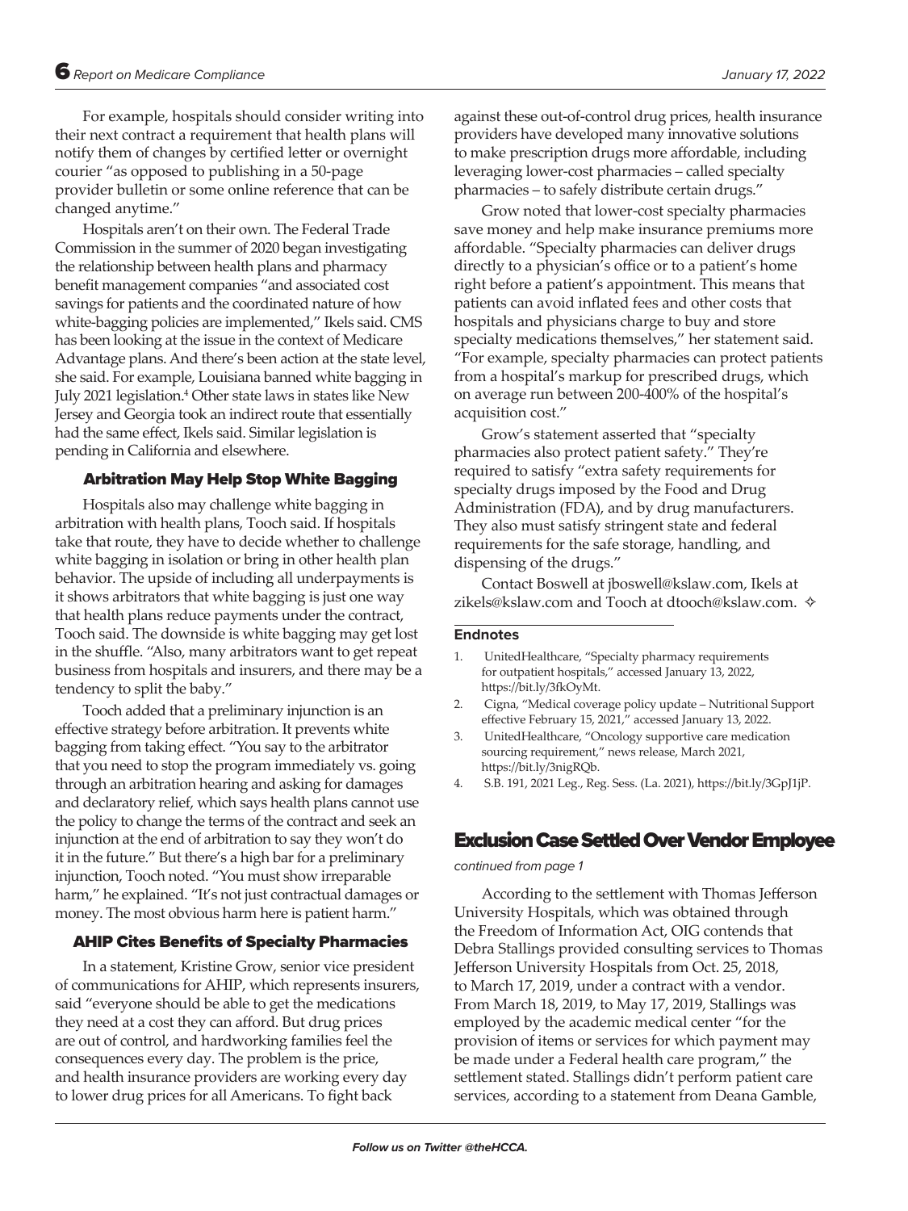For example, hospitals should consider writing into their next contract a requirement that health plans will notify them of changes by certified letter or overnight courier "as opposed to publishing in a 50-page provider bulletin or some online reference that can be changed anytime."

Hospitals aren't on their own. The Federal Trade Commission in the summer of 2020 began investigating the relationship between health plans and pharmacy benefit management companies "and associated cost savings for patients and the coordinated nature of how white-bagging policies are implemented," Ikels said. CMS has been looking at the issue in the context of Medicare Advantage plans. And there's been action at the state level, she said. For example, Louisiana banned white bagging in July 2021 legislation.[4] Other state laws in states like New Jersey and Georgia took an indirect route that essentially had the same effect, Ikels said. Similar legislation is pending in California and elsewhere.

### Arbitration May Help Stop White Bagging

Hospitals also may challenge white bagging in arbitration with health plans, Tooch said. If hospitals take that route, they have to decide whether to challenge white bagging in isolation or bring in other health plan behavior. The upside of including all underpayments is it shows arbitrators that white bagging is just one way that health plans reduce payments under the contract, Tooch said. The downside is white bagging may get lost in the shuffle. "Also, many arbitrators want to get repeat business from hospitals and insurers, and there may be a tendency to split the baby."

Tooch added that a preliminary injunction is an effective strategy before arbitration. It prevents white bagging from taking effect. "You say to the arbitrator that you need to stop the program immediately vs. going through an arbitration hearing and asking for damages and declaratory relief, which says health plans cannot use the policy to change the terms of the contract and seek an injunction at the end of arbitration to say they won't do it in the future." But there's a high bar for a preliminary injunction, Tooch noted. "You must show irreparable harm," he explained. "It's not just contractual damages or money. The most obvious harm here is patient harm."

### AHIP Cites Benefits of Specialty Pharmacies

In a statement, Kristine Grow, senior vice president of communications for AHIP, which represents insurers, said "everyone should be able to get the medications they need at a cost they can afford. But drug prices are out of control, and hardworking families feel the consequences every day. The problem is the price, and health insurance providers are working every day to lower drug prices for all Americans. To fight back against these out-of-control drug prices, health insurance providers have developed many innovative solutions to make prescription drugs more affordable, including leveraging lower-cost pharmacies – called specialty pharmacies – to safely distribute certain drugs."

Grow noted that lower-cost specialty pharmacies save money and help make insurance premiums more affordable. "Specialty pharmacies can deliver drugs directly to a physician's office or to a patient's home right before a patient's appointment. This means that patients can avoid inflated fees and other costs that hospitals and physicians charge to buy and store specialty medications themselves," her statement said. "For example, specialty pharmacies can protect patients from a hospital's markup for prescribed drugs, which on average run between 200-400% of the hospital's acquisition cost."

Grow's statement asserted that "specialty pharmacies also protect patient safety." They're required to satisfy "extra safety requirements for specialty drugs imposed by the Food and Drug Administration (FDA), and by drug manufacturers. They also must satisfy stringent state and federal requirements for the safe storage, handling, and dispensing of the drugs."

Contact Boswell at jboswell@kslaw.com, Ikels at zikels@kslaw.com and Tooch at dtooch@kslaw.com. ✧

#### Endnotes

1. UnitedHealthcare, "Specialty pharmacy requirements for outpatient hospitals," accessed January 13, 2022, https://bit.ly/3fkOyMt.
2. Cigna, "Medical coverage policy update – Nutritional Support effective February 15, 2021," accessed January 13, 2022.
3. UnitedHealthcare, "Oncology supportive care medication sourcing requirement," news release, March 2021, https://bit.ly/3nigRQb.
4. S.B. 191, 2021 Leg., Reg. Sess. (La. 2021), https://bit.ly/3GpJ1jP.

## Exclusion Case Settled Over Vendor Employee

*continued from page 1*

According to the settlement with Thomas Jefferson University Hospitals, which was obtained through the Freedom of Information Act, OIG contends that Debra Stallings provided consulting services to Thomas Jefferson University Hospitals from Oct. 25, 2018, to March 17, 2019, under a contract with a vendor. From March 18, 2019, to May 17, 2019, Stallings was employed by the academic medical center "for the provision of items or services for which payment may be made under a Federal health care program," the settlement stated. Stallings didn't perform patient care services, according to a statement from Deana Gamble,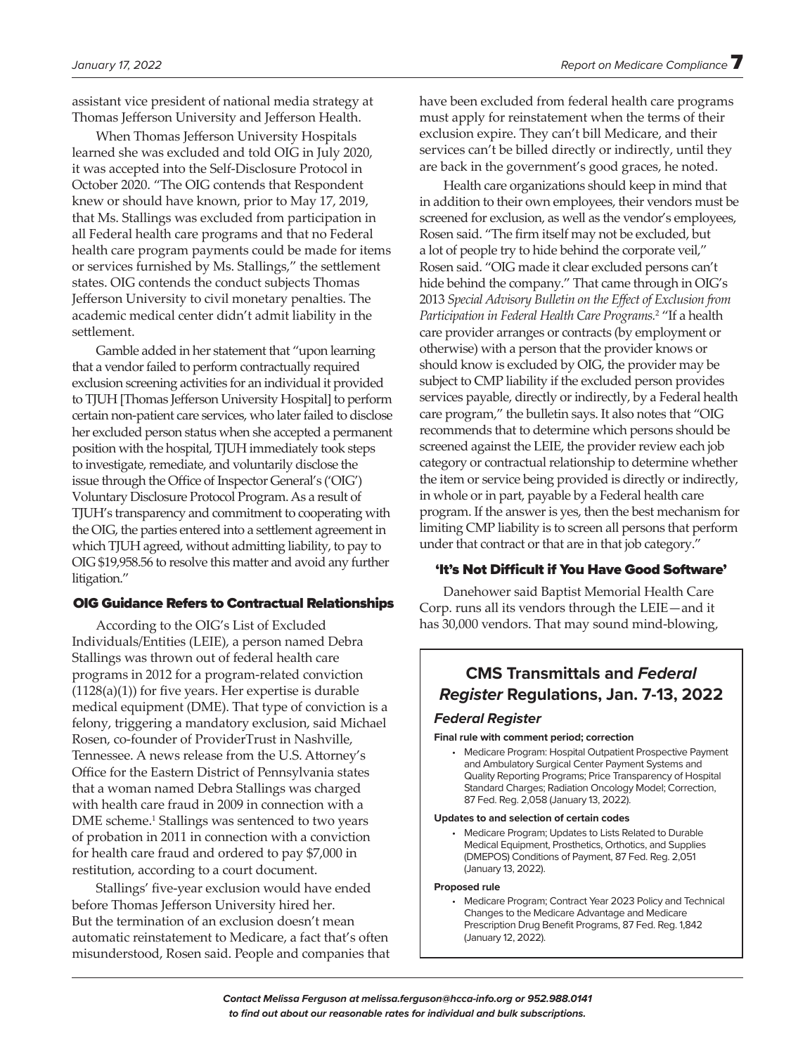assistant vice president of national media strategy at Thomas Jefferson University and Jefferson Health.

When Thomas Jefferson University Hospitals learned she was excluded and told OIG in July 2020, it was accepted into the Self-Disclosure Protocol in October 2020. "The OIG contends that Respondent knew or should have known, prior to May 17, 2019, that Ms. Stallings was excluded from participation in all Federal health care programs and that no Federal health care program payments could be made for items or services furnished by Ms. Stallings," the settlement states. OIG contends the conduct subjects Thomas Jefferson University to civil monetary penalties. The academic medical center didn't admit liability in the settlement.

Gamble added in her statement that "upon learning that a vendor failed to perform contractually required exclusion screening activities for an individual it provided to TJUH [Thomas Jefferson University Hospital] to perform certain non-patient care services, who later failed to disclose her excluded person status when she accepted a permanent position with the hospital, TJUH immediately took steps to investigate, remediate, and voluntarily disclose the issue through the Office of Inspector General's ('OIG') Voluntary Disclosure Protocol Program. As a result of TJUH's transparency and commitment to cooperating with the OIG, the parties entered into a settlement agreement in which TJUH agreed, without admitting liability, to pay to OIG $19,958.56 to resolve this matter and avoid any further litigation."

## OIG Guidance Refers to Contractual Relationships

According to the OIG's List of Excluded Individuals/Entities (LEIE), a person named Debra Stallings was thrown out of federal health care programs in 2012 for a program-related conviction (1128(a)(1)) for five years. Her expertise is durable medical equipment (DME). That type of conviction is a felony, triggering a mandatory exclusion, said Michael Rosen, co-founder of ProviderTrust in Nashville, Tennessee. A news release from the U.S. Attorney's Office for the Eastern District of Pennsylvania states that a woman named Debra Stallings was charged with health care fraud in 2009 in connection with a DME scheme.[1] Stallings was sentenced to two years of probation in 2011 in connection with a conviction for health care fraud and ordered to pay $7,000 in restitution, according to a court document.

Stallings' five-year exclusion would have ended before Thomas Jefferson University hired her. But the termination of an exclusion doesn't mean automatic reinstatement to Medicare, a fact that's often misunderstood, Rosen said. People and companies that have been excluded from federal health care programs must apply for reinstatement when the terms of their exclusion expire. They can't bill Medicare, and their services can't be billed directly or indirectly, until they are back in the government's good graces, he noted.

Health care organizations should keep in mind that in addition to their own employees, their vendors must be screened for exclusion, as well as the vendor's employees, Rosen said. "The firm itself may not be excluded, but a lot of people try to hide behind the corporate veil," Rosen said. "OIG made it clear excluded persons can't hide behind the company." That came through in OIG's 2013 *Special Advisory Bulletin on the Effect of Exclusion from Participation in Federal Health Care Programs*.[2] "If a health care provider arranges or contracts (by employment or otherwise) with a person that the provider knows or should know is excluded by OIG, the provider may be subject to CMP liability if the excluded person provides services payable, directly or indirectly, by a Federal health care program," the bulletin says. It also notes that "OIG recommends that to determine which persons should be screened against the LEIE, the provider review each job category or contractual relationship to determine whether the item or service being provided is directly or indirectly, in whole or in part, payable by a Federal health care program. If the answer is yes, then the best mechanism for limiting CMP liability is to screen all persons that perform under that contract or that are in that job category."

## 'It's Not Difficult if You Have Good Software'

Danehower said Baptist Memorial Health Care Corp. runs all its vendors through the LEIE—and it has 30,000 vendors. That may sound mind-blowing,

## CMS Transmittals and *Federal Register* Regulations, Jan. 7-13, 2022

### *Federal Register*

**Final rule with comment period; correction**

- Medicare Program: Hospital Outpatient Prospective Payment and Ambulatory Surgical Center Payment Systems and Quality Reporting Programs; Price Transparency of Hospital Standard Charges; Radiation Oncology Model; Correction, 87 Fed. Reg. 2,058 (January 13, 2022).

**Updates to and selection of certain codes**

- Medicare Program; Updates to Lists Related to Durable Medical Equipment, Prosthetics, Orthotics, and Supplies (DMEPOS) Conditions of Payment, 87 Fed. Reg. 2,051 (January 13, 2022).

**Proposed rule**

- Medicare Program; Contract Year 2023 Policy and Technical Changes to the Medicare Advantage and Medicare Prescription Drug Benefit Programs, 87 Fed. Reg. 1,842 (January 12, 2022).

***Contact Melissa Ferguson at melissa.ferguson@hcca-info.org or 952.988.0141 to find out about our reasonable rates for individual and bulk subscriptions.***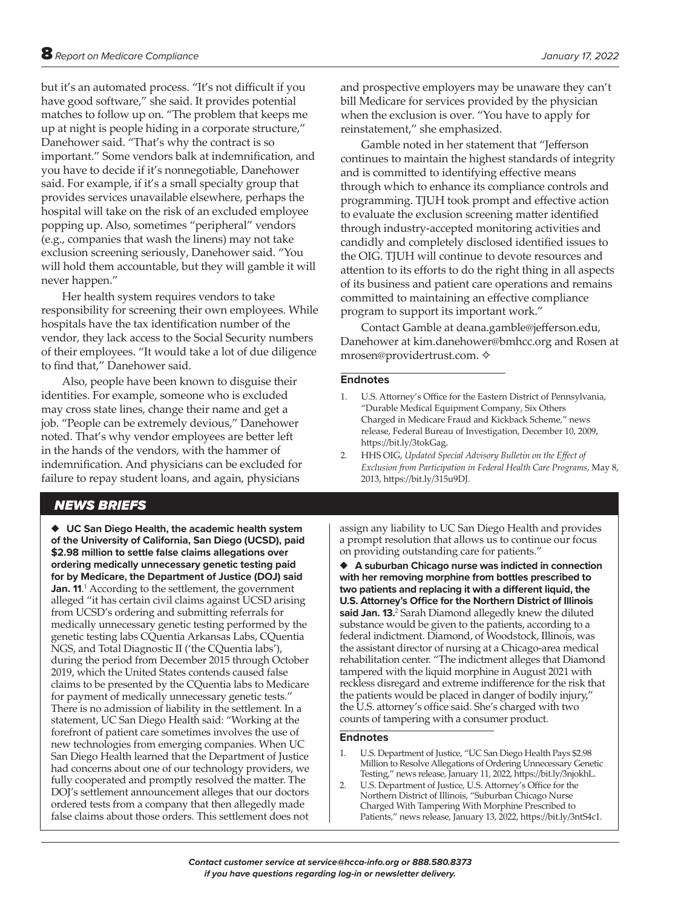but it's an automated process. "It's not difficult if you have good software," she said. It provides potential matches to follow up on. "The problem that keeps me up at night is people hiding in a corporate structure," Danehower said. "That's why the contract is so important." Some vendors balk at indemnification, and you have to decide if it's nonnegotiable, Danehower said. For example, if it's a small specialty group that provides services unavailable elsewhere, perhaps the hospital will take on the risk of an excluded employee popping up. Also, sometimes "peripheral" vendors (e.g., companies that wash the linens) may not take exclusion screening seriously, Danehower said. "You will hold them accountable, but they will gamble it will never happen."

Her health system requires vendors to take responsibility for screening their own employees. While hospitals have the tax identification number of the vendor, they lack access to the Social Security numbers of their employees. "It would take a lot of due diligence to find that," Danehower said.

Also, people have been known to disguise their identities. For example, someone who is excluded may cross state lines, change their name and get a job. "People can be extremely devious," Danehower noted. That's why vendor employees are better left in the hands of the vendors, with the hammer of indemnification. And physicians can be excluded for failure to repay student loans, and again, physicians and prospective employers may be unaware they can't bill Medicare for services provided by the physician when the exclusion is over. "You have to apply for reinstatement," she emphasized.

Gamble noted in her statement that "Jefferson continues to maintain the highest standards of integrity and is committed to identifying effective means through which to enhance its compliance controls and programming. TJUH took prompt and effective action to evaluate the exclusion screening matter identified through industry-accepted monitoring activities and candidly and completely disclosed identified issues to the OIG. TJUH will continue to devote resources and attention to its efforts to do the right thing in all aspects of its business and patient care operations and remains committed to maintaining an effective compliance program to support its important work."

Contact Gamble at deana.gamble@jefferson.edu, Danehower at kim.danehower@bmhcc.org and Rosen at mrosen@providertrust.com. ✧

### Endnotes

1. U.S. Attorney's Office for the Eastern District of Pennsylvania, "Durable Medical Equipment Company, Six Others Charged in Medicare Fraud and Kickback Scheme," news release, Federal Bureau of Investigation, December 10, 2009, https://bit.ly/3tokGag.
2. HHS OIG, *Updated Special Advisory Bulletin on the Effect of Exclusion from Participation in Federal Health Care Programs*, May 8, 2013, https://bit.ly/315u9DJ.

## NEWS BRIEFS

◆ **UC San Diego Health, the academic health system of the University of California, San Diego (UCSD), paid $2.98 million to settle false claims allegations over ordering medically unnecessary genetic testing paid for by Medicare, the Department of Justice (DOJ) said Jan. 11.**[1] According to the settlement, the government alleged "it has certain civil claims against UCSD arising from UCSD's ordering and submitting referrals for medically unnecessary genetic testing performed by the genetic testing labs CQuentia Arkansas Labs, CQuentia NGS, and Total Diagnostic II ('the CQuentia labs'), during the period from December 2015 through October 2019, which the United States contends caused false claims to be presented by the CQuentia labs to Medicare for payment of medically unnecessary genetic tests." There is no admission of liability in the settlement. In a statement, UC San Diego Health said: "Working at the forefront of patient care sometimes involves the use of new technologies from emerging companies. When UC San Diego Health learned that the Department of Justice had concerns about one of our technology providers, we fully cooperated and promptly resolved the matter. The DOJ's settlement announcement alleges that our doctors ordered tests from a company that then allegedly made false claims about those orders. This settlement does not assign any liability to UC San Diego Health and provides a prompt resolution that allows us to continue our focus on providing outstanding care for patients."

◆ **A suburban Chicago nurse was indicted in connection with her removing morphine from bottles prescribed to two patients and replacing it with a different liquid, the U.S. Attorney's Office for the Northern District of Illinois said Jan. 13.**[2] Sarah Diamond allegedly knew the diluted substance would be given to the patients, according to a federal indictment. Diamond, of Woodstock, Illinois, was the assistant director of nursing at a Chicago-area medical rehabilitation center. "The indictment alleges that Diamond tampered with the liquid morphine in August 2021 with reckless disregard and extreme indifference for the risk that the patients would be placed in danger of bodily injury," the U.S. attorney's office said. She's charged with two counts of tampering with a consumer product.

### Endnotes

1. U.S. Department of Justice, "UC San Diego Health Pays $2.98 Million to Resolve Allegations of Ordering Unnecessary Genetic Testing," news release, January 11, 2022, https://bit.ly/3njokhL.
2. U.S. Department of Justice, U.S. Attorney's Office for the Northern District of Illinois, "Suburban Chicago Nurse Charged With Tampering With Morphine Prescribed to Patients," news release, January 13, 2022, https://bit.ly/3ntS4c1.

*Contact customer service at service@hcca-info.org or 888.580.8373 if you have questions regarding log-in or newsletter delivery.*